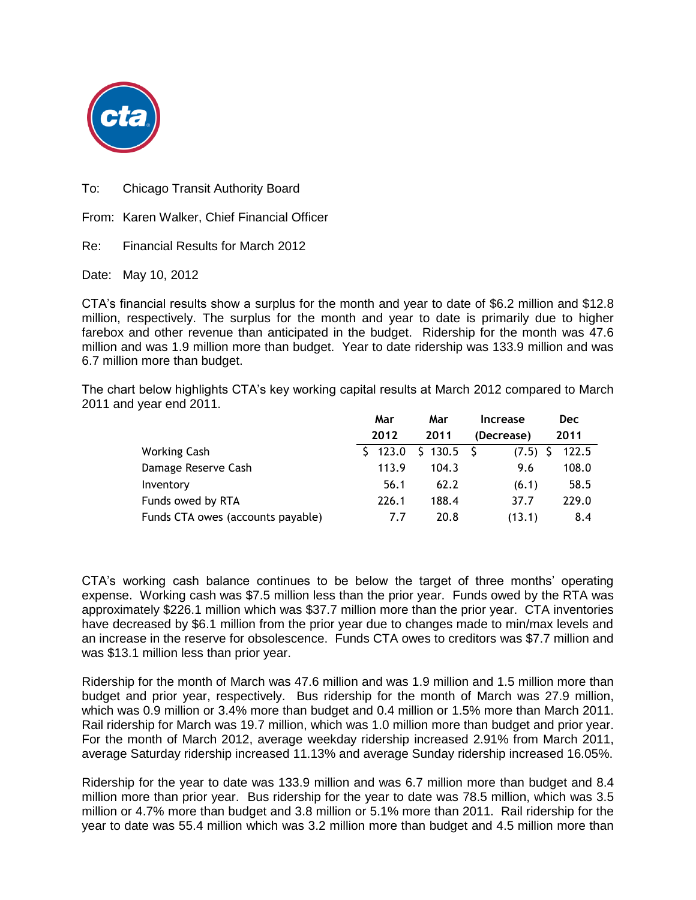To: Chicago Transit Authority Board

From: Karen Walker, Chief Financial Officer

Re: Financial Results for March 2012

Date: May 10, 2012

CTA's financial results show a surplus for the month and year to date of $6.2 million and $12.8 million, respectively. The surplus for the month and year to date is primarily due to higher farebox and other revenue than anticipated in the budget. Ridership for the month was 47.6 million and was 1.9 million more than budget. Year to date ridership was 133.9 million and was 6.7 million more than budget.

The chart below highlights CTA's key working capital results at March 2012 compared to March 2011 and year end 2011.

| | Mar 2012 | Mar 2011 | Increase (Decrease) | Dec 2011 |
|---|---|---|---|---|
| Working Cash | $ 123.0 | $ 130.5 | $ (7.5) | $ 122.5 |
| Damage Reserve Cash | 113.9 | 104.3 | 9.6 | 108.0 |
| Inventory | 56.1 | 62.2 | (6.1) | 58.5 |
| Funds owed by RTA | 226.1 | 188.4 | 37.7 | 229.0 |
| Funds CTA owes (accounts payable) | 7.7 | 20.8 | (13.1) | 8.4 |

CTA's working cash balance continues to be below the target of three months' operating expense. Working cash was $7.5 million less than the prior year. Funds owed by the RTA was approximately $226.1 million which was $37.7 million more than the prior year. CTA inventories have decreased by $6.1 million from the prior year due to changes made to min/max levels and an increase in the reserve for obsolescence. Funds CTA owes to creditors was $7.7 million and was $13.1 million less than prior year.

Ridership for the month of March was 47.6 million and was 1.9 million and 1.5 million more than budget and prior year, respectively. Bus ridership for the month of March was 27.9 million, which was 0.9 million or 3.4% more than budget and 0.4 million or 1.5% more than March 2011. Rail ridership for March was 19.7 million, which was 1.0 million more than budget and prior year. For the month of March 2012, average weekday ridership increased 2.91% from March 2011, average Saturday ridership increased 11.13% and average Sunday ridership increased 16.05%.

Ridership for the year to date was 133.9 million and was 6.7 million more than budget and 8.4 million more than prior year. Bus ridership for the year to date was 78.5 million, which was 3.5 million or 4.7% more than budget and 3.8 million or 5.1% more than 2011. Rail ridership for the year to date was 55.4 million which was 3.2 million more than budget and 4.5 million more than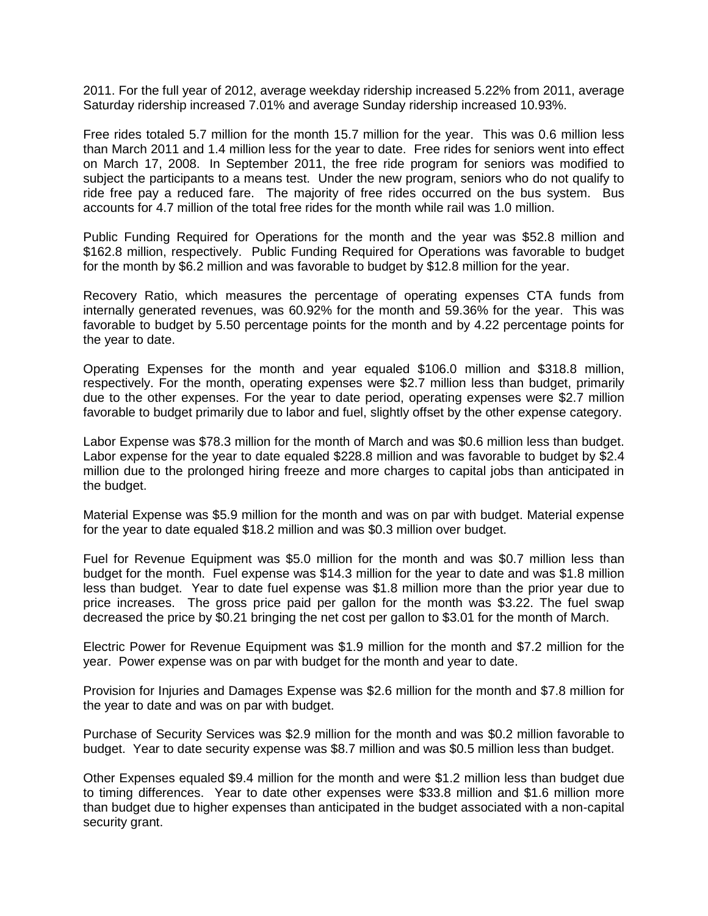2011. For the full year of 2012, average weekday ridership increased 5.22% from 2011, average Saturday ridership increased 7.01% and average Sunday ridership increased 10.93%.

Free rides totaled 5.7 million for the month 15.7 million for the year. This was 0.6 million less than March 2011 and 1.4 million less for the year to date. Free rides for seniors went into effect on March 17, 2008. In September 2011, the free ride program for seniors was modified to subject the participants to a means test. Under the new program, seniors who do not qualify to ride free pay a reduced fare. The majority of free rides occurred on the bus system. Bus accounts for 4.7 million of the total free rides for the month while rail was 1.0 million.

Public Funding Required for Operations for the month and the year was $52.8 million and $162.8 million, respectively. Public Funding Required for Operations was favorable to budget for the month by $6.2 million and was favorable to budget by $12.8 million for the year.

Recovery Ratio, which measures the percentage of operating expenses CTA funds from internally generated revenues, was 60.92% for the month and 59.36% for the year. This was favorable to budget by 5.50 percentage points for the month and by 4.22 percentage points for the year to date.

Operating Expenses for the month and year equaled $106.0 million and $318.8 million, respectively. For the month, operating expenses were $2.7 million less than budget, primarily due to the other expenses. For the year to date period, operating expenses were $2.7 million favorable to budget primarily due to labor and fuel, slightly offset by the other expense category.

Labor Expense was $78.3 million for the month of March and was $0.6 million less than budget. Labor expense for the year to date equaled $228.8 million and was favorable to budget by $2.4 million due to the prolonged hiring freeze and more charges to capital jobs than anticipated in the budget.

Material Expense was $5.9 million for the month and was on par with budget. Material expense for the year to date equaled $18.2 million and was $0.3 million over budget.

Fuel for Revenue Equipment was $5.0 million for the month and was $0.7 million less than budget for the month. Fuel expense was $14.3 million for the year to date and was $1.8 million less than budget. Year to date fuel expense was $1.8 million more than the prior year due to price increases. The gross price paid per gallon for the month was $3.22. The fuel swap decreased the price by $0.21 bringing the net cost per gallon to $3.01 for the month of March.

Electric Power for Revenue Equipment was $1.9 million for the month and $7.2 million for the year. Power expense was on par with budget for the month and year to date.

Provision for Injuries and Damages Expense was $2.6 million for the month and $7.8 million for the year to date and was on par with budget.

Purchase of Security Services was $2.9 million for the month and was $0.2 million favorable to budget. Year to date security expense was $8.7 million and was $0.5 million less than budget.

Other Expenses equaled $9.4 million for the month and were $1.2 million less than budget due to timing differences. Year to date other expenses were $33.8 million and $1.6 million more than budget due to higher expenses than anticipated in the budget associated with a non-capital security grant.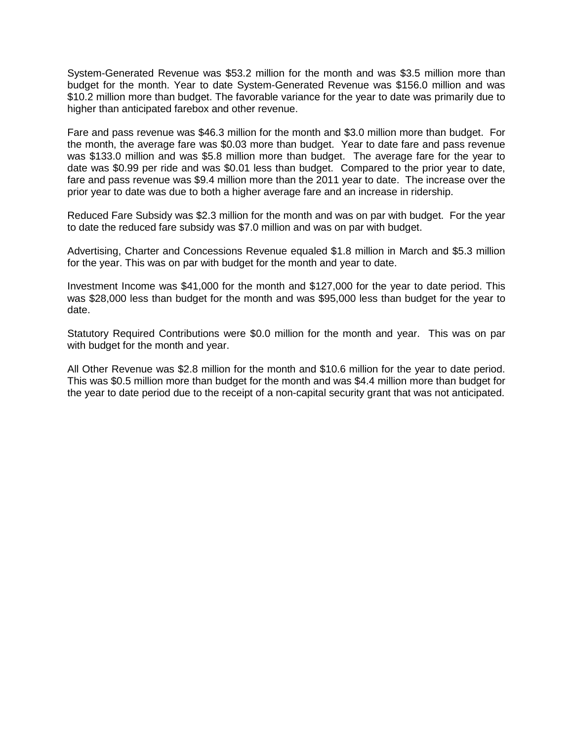System-Generated Revenue was $53.2 million for the month and was $3.5 million more than budget for the month. Year to date System-Generated Revenue was $156.0 million and was $10.2 million more than budget. The favorable variance for the year to date was primarily due to higher than anticipated farebox and other revenue.

Fare and pass revenue was $46.3 million for the month and $3.0 million more than budget. For the month, the average fare was $0.03 more than budget. Year to date fare and pass revenue was $133.0 million and was $5.8 million more than budget. The average fare for the year to date was $0.99 per ride and was $0.01 less than budget. Compared to the prior year to date, fare and pass revenue was $9.4 million more than the 2011 year to date. The increase over the prior year to date was due to both a higher average fare and an increase in ridership.

Reduced Fare Subsidy was $2.3 million for the month and was on par with budget. For the year to date the reduced fare subsidy was $7.0 million and was on par with budget.

Advertising, Charter and Concessions Revenue equaled $1.8 million in March and $5.3 million for the year. This was on par with budget for the month and year to date.

Investment Income was $41,000 for the month and $127,000 for the year to date period. This was $28,000 less than budget for the month and was $95,000 less than budget for the year to date.

Statutory Required Contributions were $0.0 million for the month and year. This was on par with budget for the month and year.

All Other Revenue was $2.8 million for the month and $10.6 million for the year to date period. This was $0.5 million more than budget for the month and was $4.4 million more than budget for the year to date period due to the receipt of a non-capital security grant that was not anticipated.